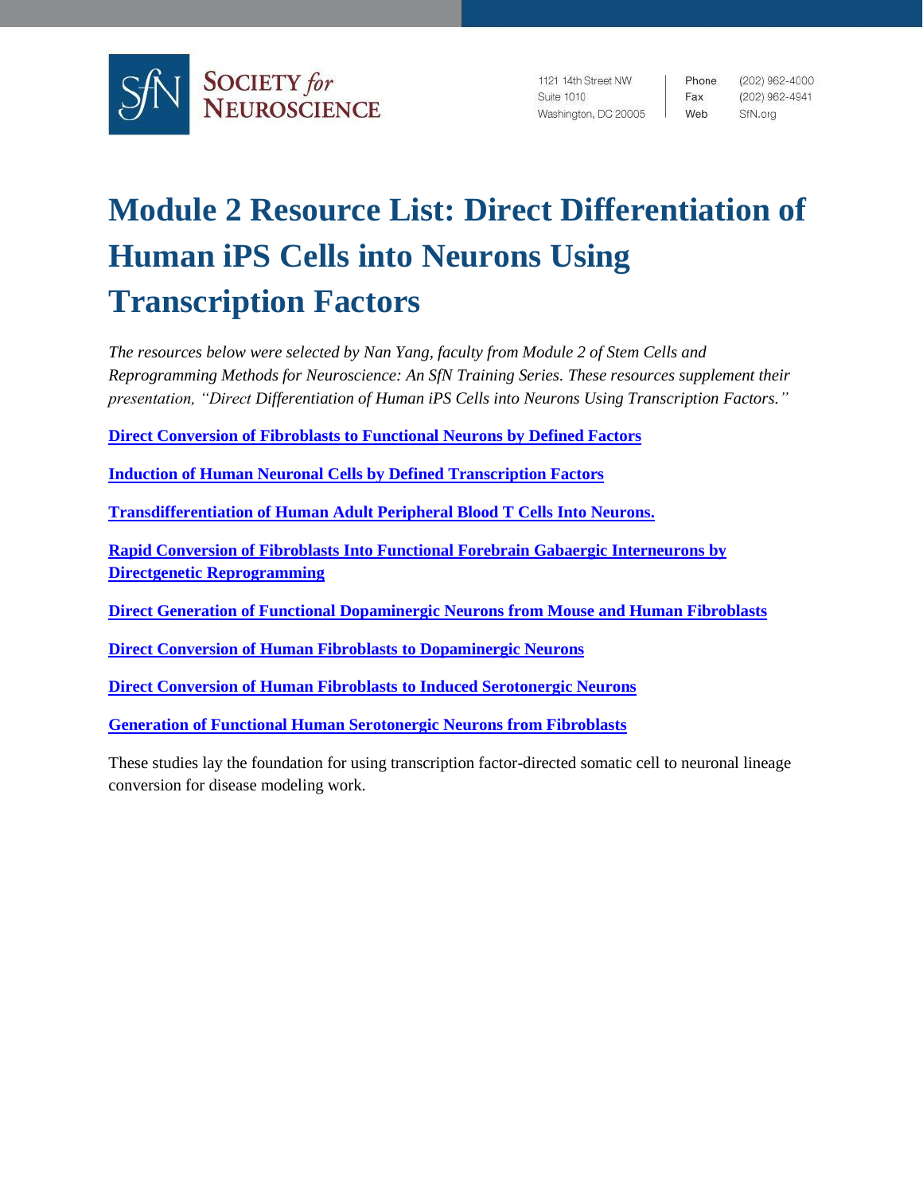# Module 2 Resource List: Direct Differentiation of Human iPS Cells into Neurons Using Transcription Factors

*The resources below were selected by Nan Yang, faculty from Module 2 of Stem Cells and Reprogramming Methods for Neuroscience: An SfN Training Series. These resources supplement their presentation, "Direct Differentiation of Human iPS Cells into Neurons Using Transcription Factors."*

**Direct Conversion of Fibroblasts to Functional Neurons by Defined Factors**

**Induction of Human Neuronal Cells by Defined Transcription Factors**

**Transdifferentiation of Human Adult Peripheral Blood T Cells Into Neurons.**

**Rapid Conversion of Fibroblasts Into Functional Forebrain Gabaergic Interneurons by Directgenetic Reprogramming**

**Direct Generation of Functional Dopaminergic Neurons from Mouse and Human Fibroblasts**

**Direct Conversion of Human Fibroblasts to Dopaminergic Neurons**

**Direct Conversion of Human Fibroblasts to Induced Serotonergic Neurons**

**Generation of Functional Human Serotonergic Neurons from Fibroblasts**

These studies lay the foundation for using transcription factor-directed somatic cell to neuronal lineage conversion for disease modeling work.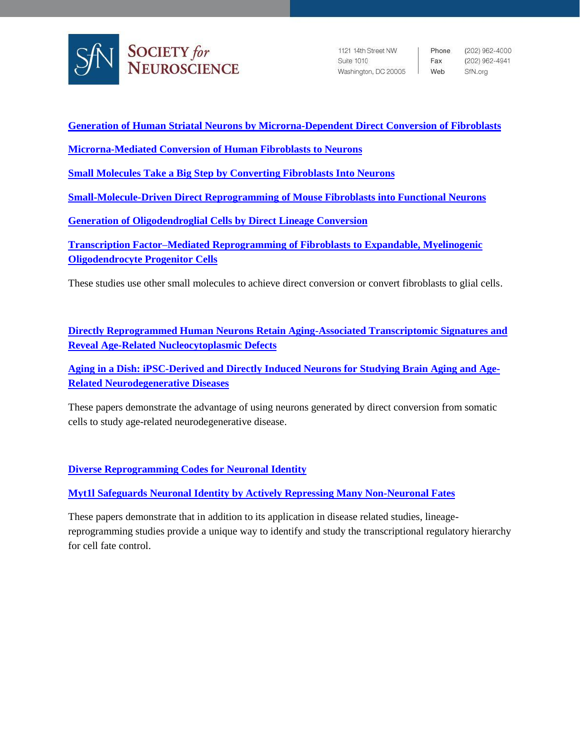**Generation of Human Striatal Neurons by Microrna-Dependent Direct Conversion of Fibroblasts**

**Microrna-Mediated Conversion of Human Fibroblasts to Neurons**

**Small Molecules Take a Big Step by Converting Fibroblasts Into Neurons**

**Small-Molecule-Driven Direct Reprogramming of Mouse Fibroblasts into Functional Neurons**

**Generation of Oligodendroglial Cells by Direct Lineage Conversion**

**Transcription Factor–Mediated Reprogramming of Fibroblasts to Expandable, Myelinogenic Oligodendrocyte Progenitor Cells**

These studies use other small molecules to achieve direct conversion or convert fibroblasts to glial cells.

**Directly Reprogrammed Human Neurons Retain Aging-Associated Transcriptomic Signatures and Reveal Age-Related Nucleocytoplasmic Defects**

**Aging in a Dish: iPSC-Derived and Directly Induced Neurons for Studying Brain Aging and Age-Related Neurodegenerative Diseases**

These papers demonstrate the advantage of using neurons generated by direct conversion from somatic cells to study age-related neurodegenerative disease.

**Diverse Reprogramming Codes for Neuronal Identity**

**Myt1l Safeguards Neuronal Identity by Actively Repressing Many Non-Neuronal Fates**

These papers demonstrate that in addition to its application in disease related studies, lineage-reprogramming studies provide a unique way to identify and study the transcriptional regulatory hierarchy for cell fate control.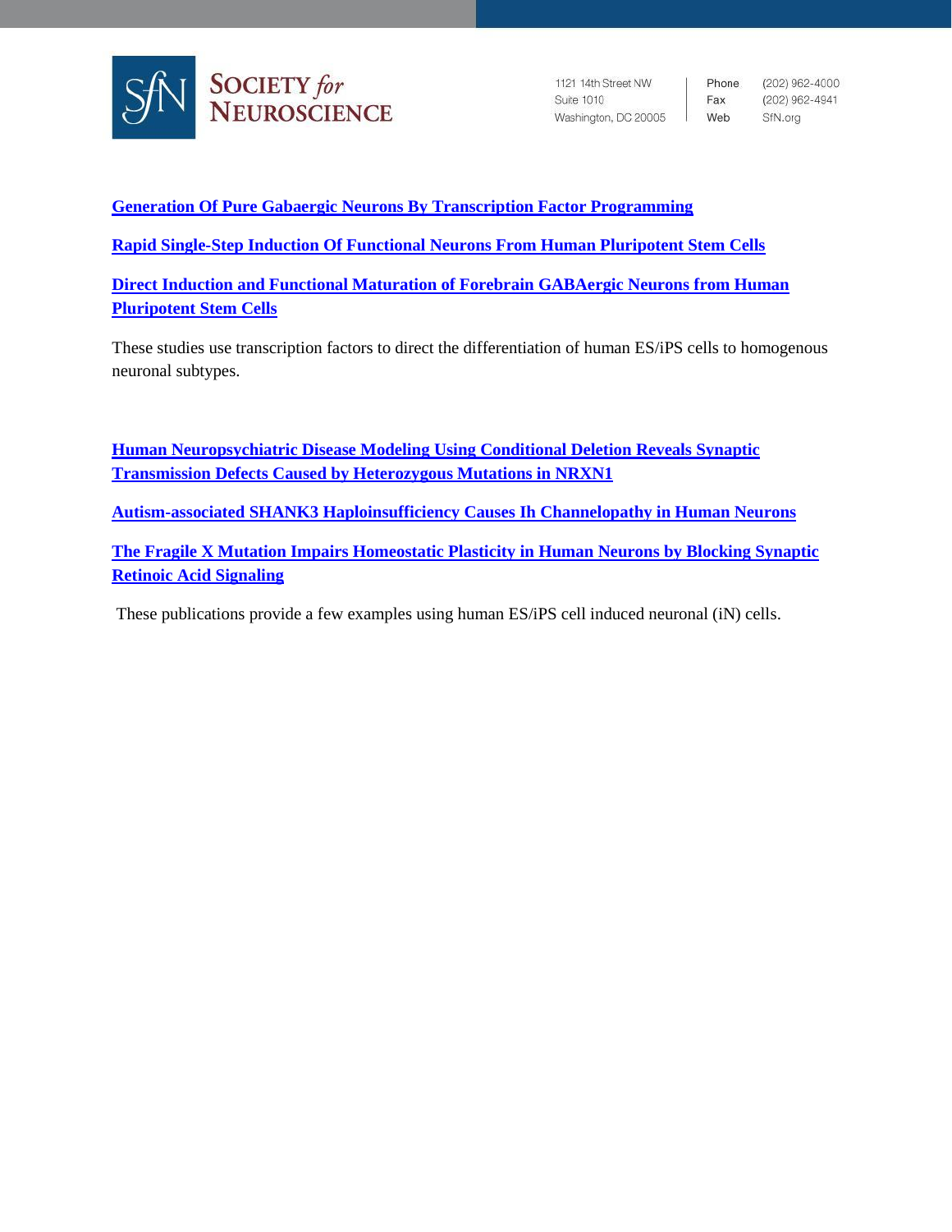**Generation Of Pure Gabaergic Neurons By Transcription Factor Programming**

**Rapid Single-Step Induction Of Functional Neurons From Human Pluripotent Stem Cells**

**Direct Induction and Functional Maturation of Forebrain GABAergic Neurons from Human Pluripotent Stem Cells**

These studies use transcription factors to direct the differentiation of human ES/iPS cells to homogenous neuronal subtypes.

**Human Neuropsychiatric Disease Modeling Using Conditional Deletion Reveals Synaptic Transmission Defects Caused by Heterozygous Mutations in NRXN1**

**Autism-associated SHANK3 Haploinsufficiency Causes Ih Channelopathy in Human Neurons**

**The Fragile X Mutation Impairs Homeostatic Plasticity in Human Neurons by Blocking Synaptic Retinoic Acid Signaling**

These publications provide a few examples using human ES/iPS cell induced neuronal (iN) cells.